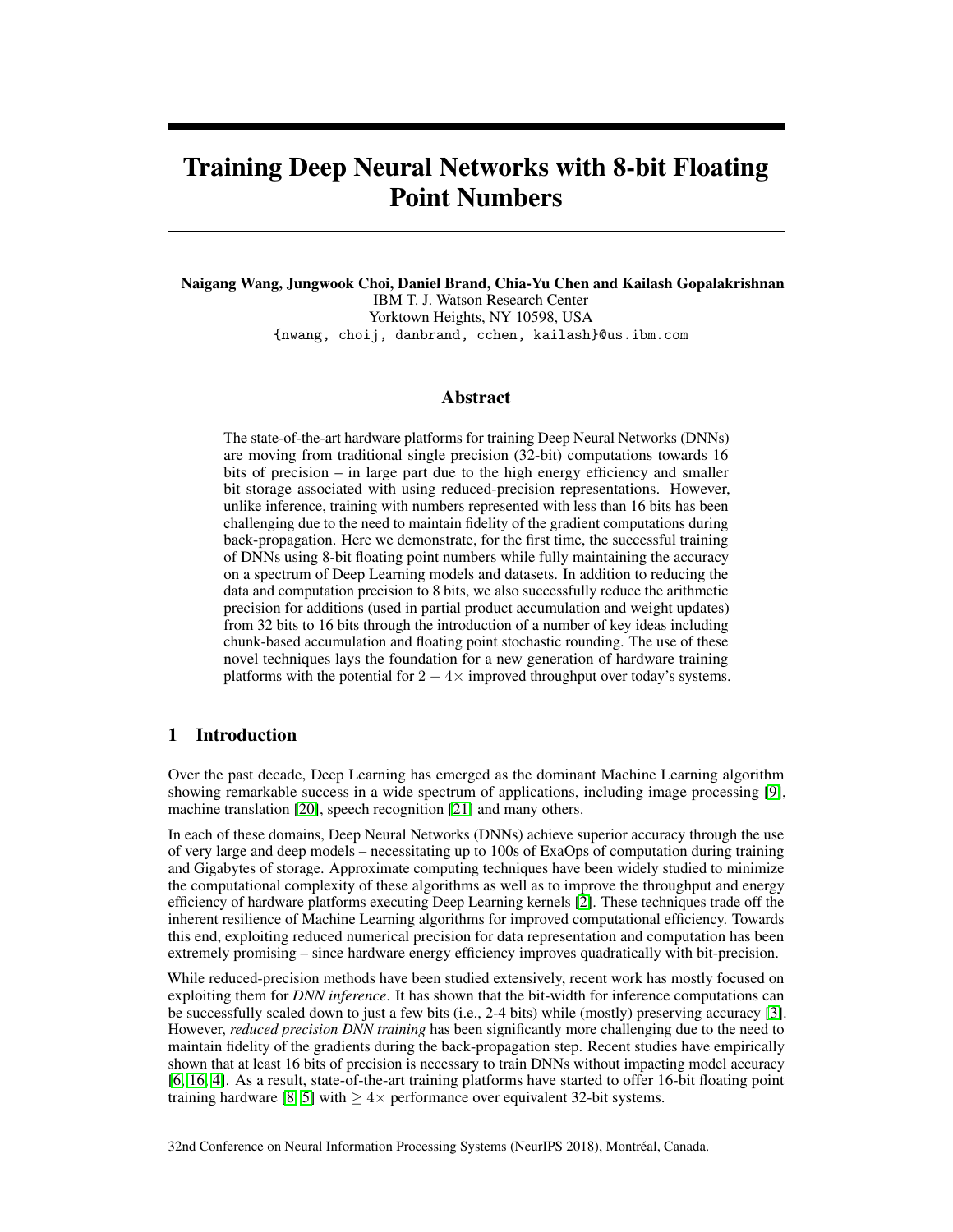# Training Deep Neural Networks with 8-bit Floating Point Numbers

**Naigang Wang, Jungwook Choi, Daniel Brand, Chia-Yu Chen and Kailash Gopalakrishnan**
IBM T. J. Watson Research Center
Yorktown Heights, NY 10598, USA
{nwang, choij, danbrand, cchen, kailash}@us.ibm.com

## Abstract

The state-of-the-art hardware platforms for training Deep Neural Networks (DNNs) are moving from traditional single precision (32-bit) computations towards 16 bits of precision – in large part due to the high energy efficiency and smaller bit storage associated with using reduced-precision representations. However, unlike inference, training with numbers represented with less than 16 bits has been challenging due to the need to maintain fidelity of the gradient computations during back-propagation. Here we demonstrate, for the first time, the successful training of DNNs using 8-bit floating point numbers while fully maintaining the accuracy on a spectrum of Deep Learning models and datasets. In addition to reducing the data and computation precision to 8 bits, we also successfully reduce the arithmetic precision for additions (used in partial product accumulation and weight updates) from 32 bits to 16 bits through the introduction of a number of key ideas including chunk-based accumulation and floating point stochastic rounding. The use of these novel techniques lays the foundation for a new generation of hardware training platforms with the potential for $2-4\times$ improved throughput over today's systems.

## 1 Introduction

Over the past decade, Deep Learning has emerged as the dominant Machine Learning algorithm showing remarkable success in a wide spectrum of applications, including image processing [9], machine translation [20], speech recognition [21] and many others.

In each of these domains, Deep Neural Networks (DNNs) achieve superior accuracy through the use of very large and deep models – necessitating up to 100s of ExaOps of computation during training and Gigabytes of storage. Approximate computing techniques have been widely studied to minimize the computational complexity of these algorithms as well as to improve the throughput and energy efficiency of hardware platforms executing Deep Learning kernels [2]. These techniques trade off the inherent resilience of Machine Learning algorithms for improved computational efficiency. Towards this end, exploiting reduced numerical precision for data representation and computation has been extremely promising – since hardware energy efficiency improves quadratically with bit-precision.

While reduced-precision methods have been studied extensively, recent work has mostly focused on exploiting them for *DNN inference*. It has shown that the bit-width for inference computations can be successfully scaled down to just a few bits (i.e., 2-4 bits) while (mostly) preserving accuracy [3]. However, *reduced precision DNN training* has been significantly more challenging due to the need to maintain fidelity of the gradients during the back-propagation step. Recent studies have empirically shown that at least 16 bits of precision is necessary to train DNNs without impacting model accuracy [6, 16, 4]. As a result, state-of-the-art training platforms have started to offer 16-bit floating point training hardware [8, 5] with $\geq 4\times$ performance over equivalent 32-bit systems.

32nd Conference on Neural Information Processing Systems (NeurIPS 2018), Montréal, Canada.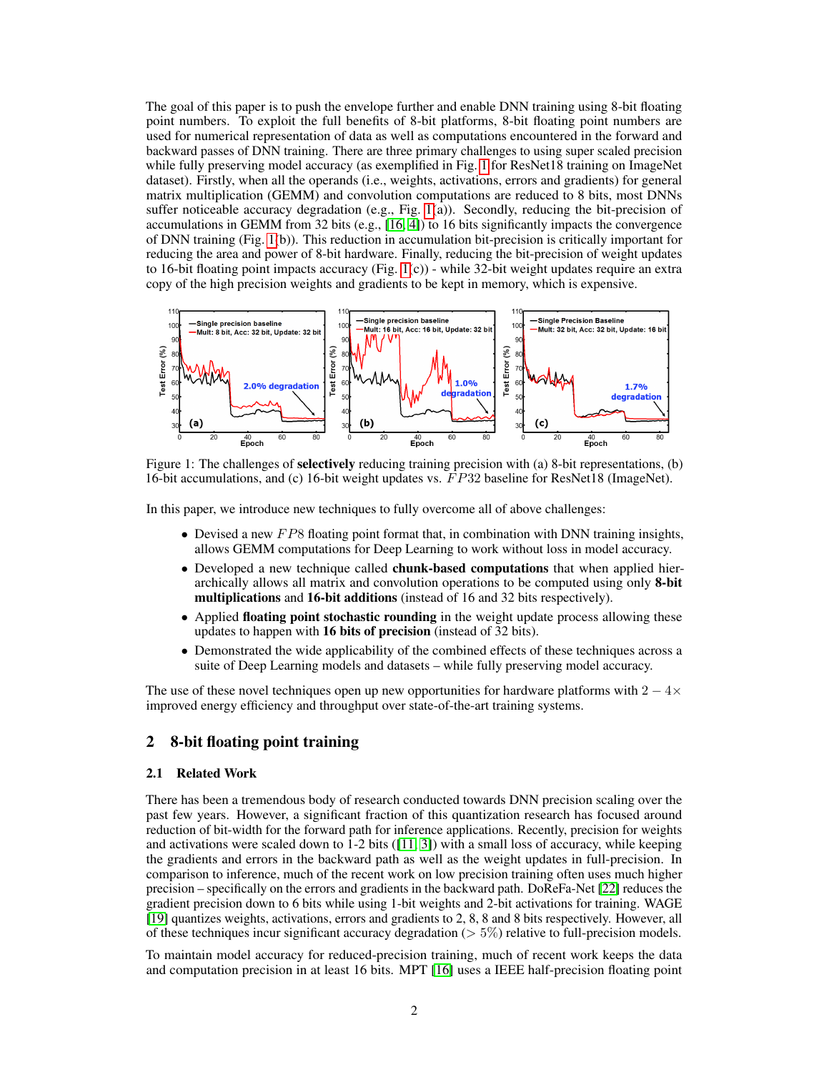The goal of this paper is to push the envelope further and enable DNN training using 8-bit floating point numbers. To exploit the full benefits of 8-bit platforms, 8-bit floating point numbers are used for numerical representation of data as well as computations encountered in the forward and backward passes of DNN training. There are three primary challenges to using super scaled precision while fully preserving model accuracy (as exemplified in Fig. 1 for ResNet18 training on ImageNet dataset). Firstly, when all the operands (i.e., weights, activations, errors and gradients) for general matrix multiplication (GEMM) and convolution computations are reduced to 8 bits, most DNNs suffer noticeable accuracy degradation (e.g., Fig. 1(a)). Secondly, reducing the bit-precision of accumulations in GEMM from 32 bits (e.g., [16, 4]) to 16 bits significantly impacts the convergence of DNN training (Fig. 1(b)). This reduction in accumulation bit-precision is critically important for reducing the area and power of 8-bit hardware. Finally, reducing the bit-precision of weight updates to 16-bit floating point impacts accuracy (Fig. 1(c)) - while 32-bit weight updates require an extra copy of the high precision weights and gradients to be kept in memory, which is expensive.

Figure 1: The challenges of **selectively** reducing training precision with (a) 8-bit representations, (b) 16-bit accumulations, and (c) 16-bit weight updates vs. $FP32$ baseline for ResNet18 (ImageNet).

In this paper, we introduce new techniques to fully overcome all of above challenges:

- Devised a new $FP8$ floating point format that, in combination with DNN training insights, allows GEMM computations for Deep Learning to work without loss in model accuracy.
- Developed a new technique called **chunk-based computations** that when applied hierarchically allows all matrix and convolution operations to be computed using only **8-bit multiplications** and **16-bit additions** (instead of 16 and 32 bits respectively).
- Applied **floating point stochastic rounding** in the weight update process allowing these updates to happen with **16 bits of precision** (instead of 32 bits).
- Demonstrated the wide applicability of the combined effects of these techniques across a suite of Deep Learning models and datasets – while fully preserving model accuracy.

The use of these novel techniques open up new opportunities for hardware platforms with $2-4\times$ improved energy efficiency and throughput over state-of-the-art training systems.

## 2 8-bit floating point training

### 2.1 Related Work

There has been a tremendous body of research conducted towards DNN precision scaling over the past few years. However, a significant fraction of this quantization research has focused around reduction of bit-width for the forward path for inference applications. Recently, precision for weights and activations were scaled down to 1-2 bits ([11, 3]) with a small loss of accuracy, while keeping the gradients and errors in the backward path as well as the weight updates in full-precision. In comparison to inference, much of the recent work on low precision training often uses much higher precision – specifically on the errors and gradients in the backward path. DoReFa-Net [22] reduces the gradient precision down to 6 bits while using 1-bit weights and 2-bit activations for training. WAGE [19] quantizes weights, activations, errors and gradients to 2, 8, 8 and 8 bits respectively. However, all of these techniques incur significant accuracy degradation ($> 5\%$) relative to full-precision models.

To maintain model accuracy for reduced-precision training, much of recent work keeps the data and computation precision in at least 16 bits. MPT [16] uses a IEEE half-precision floating point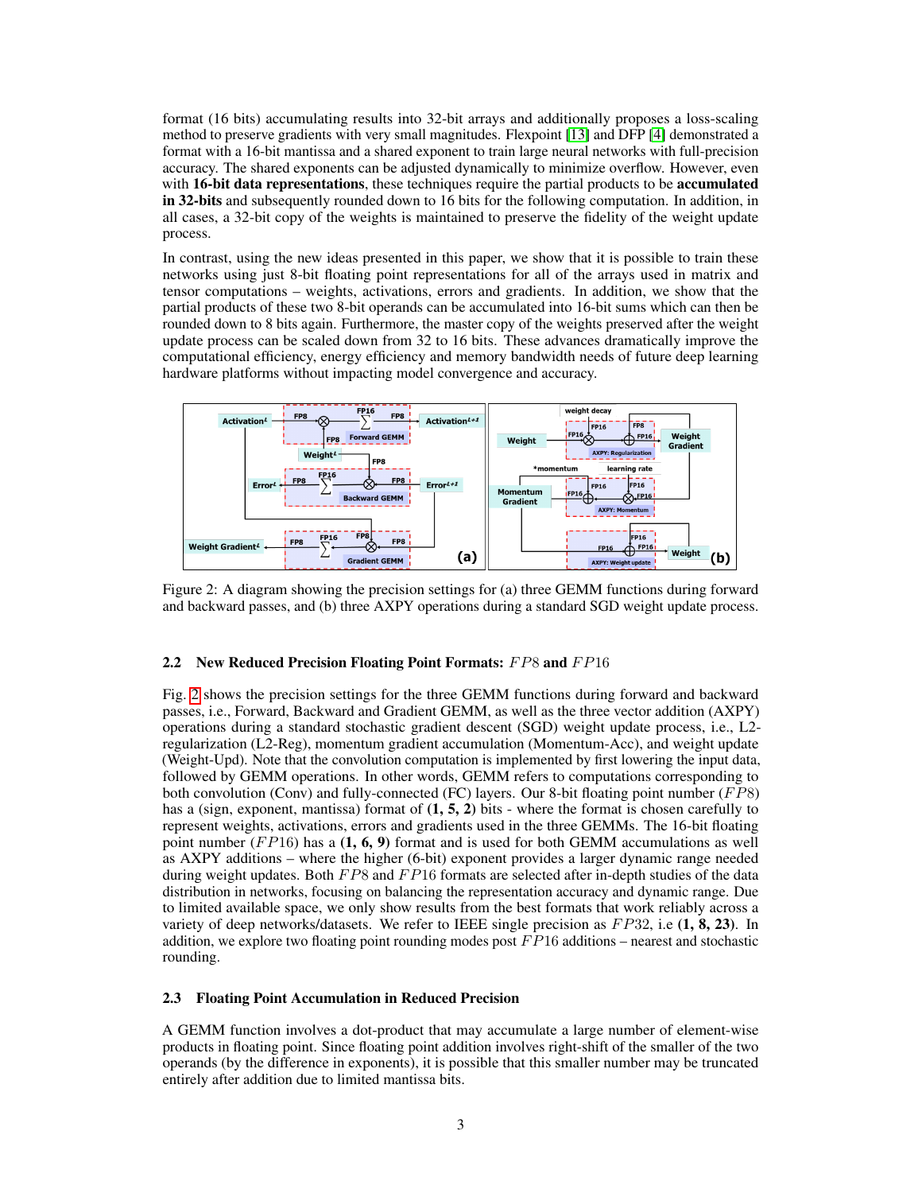format (16 bits) accumulating results into 32-bit arrays and additionally proposes a loss-scaling method to preserve gradients with very small magnitudes. Flexpoint [13] and DFP [4] demonstrated a format with a 16-bit mantissa and a shared exponent to train large neural networks with full-precision accuracy. The shared exponents can be adjusted dynamically to minimize overflow. However, even with **16-bit data representations**, these techniques require the partial products to be **accumulated in 32-bits** and subsequently rounded down to 16 bits for the following computation. In addition, in all cases, a 32-bit copy of the weights is maintained to preserve the fidelity of the weight update process.

In contrast, using the new ideas presented in this paper, we show that it is possible to train these networks using just 8-bit floating point representations for all of the arrays used in matrix and tensor computations – weights, activations, errors and gradients. In addition, we show that the partial products of these two 8-bit operands can be accumulated into 16-bit sums which can then be rounded down to 8 bits again. Furthermore, the master copy of the weights preserved after the weight update process can be scaled down from 32 to 16 bits. These advances dramatically improve the computational efficiency, energy efficiency and memory bandwidth needs of future deep learning hardware platforms without impacting model convergence and accuracy.

Figure 2: A diagram showing the precision settings for (a) three GEMM functions during forward and backward passes, and (b) three AXPY operations during a standard SGD weight update process.

### 2.2 New Reduced Precision Floating Point Formats: $FP8$ and $FP16$

Fig. 2 shows the precision settings for the three GEMM functions during forward and backward passes, i.e., Forward, Backward and Gradient GEMM, as well as the three vector addition (AXPY) operations during a standard stochastic gradient descent (SGD) weight update process, i.e., L2-regularization (L2-Reg), momentum gradient accumulation (Momentum-Acc), and weight update (Weight-Upd). Note that the convolution computation is implemented by first lowering the input data, followed by GEMM operations. In other words, GEMM refers to computations corresponding to both convolution (Conv) and fully-connected (FC) layers. Our 8-bit floating point number ($FP8$) has a (sign, exponent, mantissa) format of **(1, 5, 2)** bits - where the format is chosen carefully to represent weights, activations, errors and gradients used in the three GEMMs. The 16-bit floating point number ($FP16$) has a **(1, 6, 9)** format and is used for both GEMM accumulations as well as AXPY additions – where the higher (6-bit) exponent provides a larger dynamic range needed during weight updates. Both $FP8$ and $FP16$ formats are selected after in-depth studies of the data distribution in networks, focusing on balancing the representation accuracy and dynamic range. Due to limited available space, we only show results from the best formats that work reliably across a variety of deep networks/datasets. We refer to IEEE single precision as $FP32$, i.e **(1, 8, 23)**. In addition, we explore two floating point rounding modes post $FP16$ additions – nearest and stochastic rounding.

### 2.3 Floating Point Accumulation in Reduced Precision

A GEMM function involves a dot-product that may accumulate a large number of element-wise products in floating point. Since floating point addition involves right-shift of the smaller of the two operands (by the difference in exponents), it is possible that this smaller number may be truncated entirely after addition due to limited mantissa bits.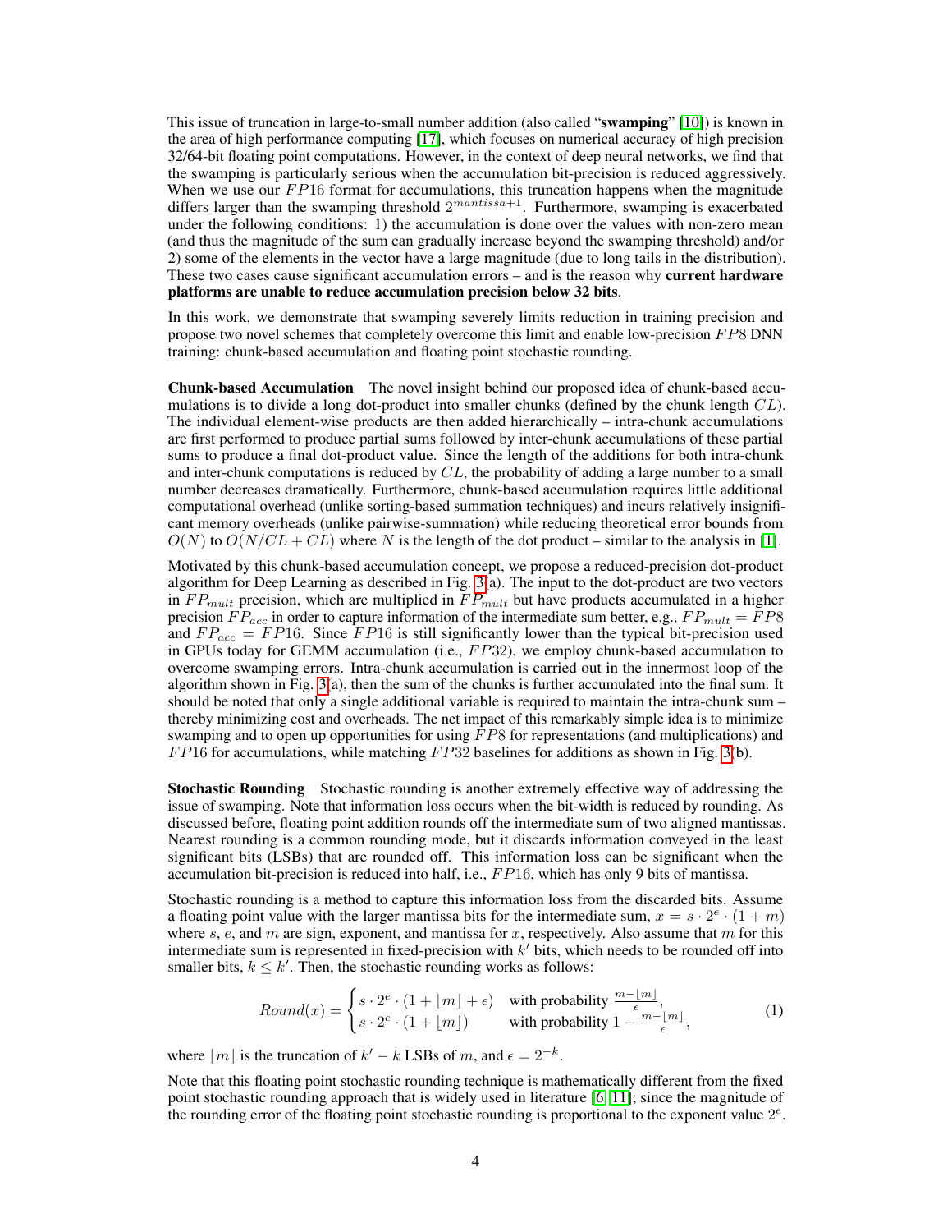This issue of truncation in large-to-small number addition (also called "**swamping**" [10]) is known in the area of high performance computing [17], which focuses on numerical accuracy of high precision 32/64-bit floating point computations. However, in the context of deep neural networks, we find that the swamping is particularly serious when the accumulation bit-precision is reduced aggressively. When we use our $FP16$ format for accumulations, this truncation happens when the magnitude differs larger than the swamping threshold $2^{mantissa+1}$. Furthermore, swamping is exacerbated under the following conditions: 1) the accumulation is done over the values with non-zero mean (and thus the magnitude of the sum can gradually increase beyond the swamping threshold) and/or 2) some of the elements in the vector have a large magnitude (due to long tails in the distribution). These two cases cause significant accumulation errors – and is the reason why **current hardware platforms are unable to reduce accumulation precision below 32 bits**.

In this work, we demonstrate that swamping severely limits reduction in training precision and propose two novel schemes that completely overcome this limit and enable low-precision $FP8$ DNN training: chunk-based accumulation and floating point stochastic rounding.

**Chunk-based Accumulation** The novel insight behind our proposed idea of chunk-based accumulations is to divide a long dot-product into smaller chunks (defined by the chunk length $CL$). The individual element-wise products are then added hierarchically – intra-chunk accumulations are first performed to produce partial sums followed by inter-chunk accumulations of these partial sums to produce a final dot-product value. Since the length of the additions for both intra-chunk and inter-chunk computations is reduced by $CL$, the probability of adding a large number to a small number decreases dramatically. Furthermore, chunk-based accumulation requires little additional computational overhead (unlike sorting-based summation techniques) and incurs relatively insignificant memory overheads (unlike pairwise-summation) while reducing theoretical error bounds from $O(N)$ to $O(N/CL + CL)$ where $N$ is the length of the dot product – similar to the analysis in [1].

Motivated by this chunk-based accumulation concept, we propose a reduced-precision dot-product algorithm for Deep Learning as described in Fig. 3(a). The input to the dot-product are two vectors in $FP_{mult}$ precision, which are multiplied in $FP_{mult}$ but have products accumulated in a higher precision $FP_{acc}$ in order to capture information of the intermediate sum better, e.g., $FP_{mult} = FP8$ and $FP_{acc} = FP16$. Since $FP16$ is still significantly lower than the typical bit-precision used in GPUs today for GEMM accumulation (i.e., $FP32$), we employ chunk-based accumulation to overcome swamping errors. Intra-chunk accumulation is carried out in the innermost loop of the algorithm shown in Fig. 3(a), then the sum of the chunks is further accumulated into the final sum. It should be noted that only a single additional variable is required to maintain the intra-chunk sum – thereby minimizing cost and overheads. The net impact of this remarkably simple idea is to minimize swamping and to open up opportunities for using $FP8$ for representations (and multiplications) and $FP16$ for accumulations, while matching $FP32$ baselines for additions as shown in Fig. 3(b).

**Stochastic Rounding** Stochastic rounding is another extremely effective way of addressing the issue of swamping. Note that information loss occurs when the bit-width is reduced by rounding. As discussed before, floating point addition rounds off the intermediate sum of two aligned mantissas. Nearest rounding is a common rounding mode, but it discards information conveyed in the least significant bits (LSBs) that are rounded off. This information loss can be significant when the accumulation bit-precision is reduced into half, i.e., $FP16$, which has only 9 bits of mantissa.

Stochastic rounding is a method to capture this information loss from the discarded bits. Assume a floating point value with the larger mantissa bits for the intermediate sum, $x = s \cdot 2^e \cdot (1 + m)$ where $s$, $e$, and $m$ are sign, exponent, and mantissa for $x$, respectively. Also assume that $m$ for this intermediate sum is represented in fixed-precision with $k'$ bits, which needs to be rounded off into smaller bits, $k \leq k'$. Then, the stochastic rounding works as follows:

$$
Round(x) = \begin{cases} s \cdot 2^e \cdot (1 + \lfloor m \rfloor + \epsilon) & \text{with probability } \frac{m - \lfloor m \rfloor}{\epsilon}, \\ s \cdot 2^e \cdot (1 + \lfloor m \rfloor) & \text{with probability } 1 - \frac{m - \lfloor m \rfloor}{\epsilon}, \end{cases} \tag{1}
$$

where $\lfloor m \rfloor$ is the truncation of $k' - k$ LSBs of $m$, and $\epsilon = 2^{-k}$.

Note that this floating point stochastic rounding technique is mathematically different from the fixed point stochastic rounding approach that is widely used in literature [6, 11]; since the magnitude of the rounding error of the floating point stochastic rounding is proportional to the exponent value $2^e$.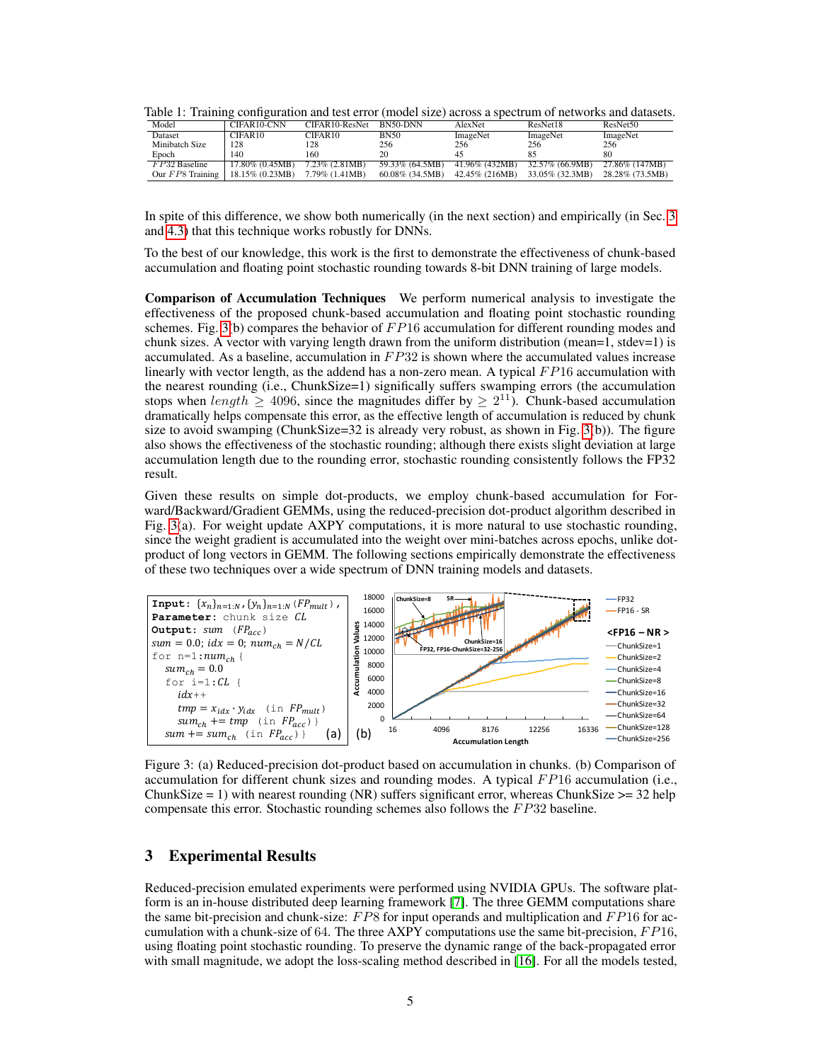Table 1: Training configuration and test error (model size) across a spectrum of networks and datasets.

| Model | CIFAR10-CNN | CIFAR10-ResNet | BN50-DNN | AlexNet | ResNet18 | ResNet50 |
|---|---|---|---|---|---|---|
| Dataset | CIFAR10 | CIFAR10 | BN50 | ImageNet | ImageNet | ImageNet |
| Minibatch Size | 128 | 128 | 256 | 256 | 256 | 256 |
| Epoch | 140 | 160 | 20 | 45 | 85 | 80 |
| $FP32$ Baseline | 17.80% (0.45MB) | 7.23% (2.81MB) | 59.33% (64.5MB) | 41.96% (432MB) | 32.57% (66.9MB) | 27.86% (147MB) |
| Our $FP8$ Training | 18.15% (0.23MB) | 7.79% (1.41MB) | 60.08% (34.5MB) | 42.45% (216MB) | 33.05% (32.3MB) | 28.28% (73.5MB) |

In spite of this difference, we show both numerically (in the next section) and empirically (in Sec. 3 and 4.3) that this technique works robustly for DNNs.

To the best of our knowledge, this work is the first to demonstrate the effectiveness of chunk-based accumulation and floating point stochastic rounding towards 8-bit DNN training of large models.

**Comparison of Accumulation Techniques** We perform numerical analysis to investigate the effectiveness of the proposed chunk-based accumulation and floating point stochastic rounding schemes. Fig. 3(b) compares the behavior of $FP16$ accumulation for different rounding modes and chunk sizes. A vector with varying length drawn from the uniform distribution (mean=1, stdev=1) is accumulated. As a baseline, accumulation in $FP32$ is shown where the accumulated values increase linearly with vector length, as the addend has a non-zero mean. A typical $FP16$ accumulation with the nearest rounding (i.e., ChunkSize=1) significantly suffers swamping errors (the accumulation stops when $length \geq 4096$, since the magnitudes differ by $\geq 2^{11}$). Chunk-based accumulation dramatically helps compensate this error, as the effective length of accumulation is reduced by chunk size to avoid swamping (ChunkSize=32 is already very robust, as shown in Fig. 3(b)). The figure also shows the effectiveness of the stochastic rounding; although there exists slight deviation at large accumulation length due to the rounding error, stochastic rounding consistently follows the FP32 result.

Given these results on simple dot-products, we employ chunk-based accumulation for Forward/Backward/Gradient GEMMs, using the reduced-precision dot-product algorithm described in Fig. 3(a). For weight update AXPY computations, it is more natural to use stochastic rounding, since the weight gradient is accumulated into the weight over mini-batches across epochs, unlike dot-product of long vectors in GEMM. The following sections empirically demonstrate the effectiveness of these two techniques over a wide spectrum of DNN training models and datasets.

```
Input: {x_n}_{n=1:N}, {y_n}_{n=1:N} (FP_mult),
Parameter: chunk size CL
Output: sum (FP_acc)
sum = 0.0; idx = 0; num_ch = N/CL
for n=1:num_ch {
  sum_ch = 0.0
  for i=1:CL {
    idx++
    tmp = x_idx · y_idx  (in FP_mult)
    sum_ch += tmp  (in FP_acc) }
  sum += sum_ch  (in FP_acc) }
```

Figure 3: (a) Reduced-precision dot-product based on accumulation in chunks. (b) Comparison of accumulation for different chunk sizes and rounding modes. A typical $FP16$ accumulation (i.e., ChunkSize = 1) with nearest rounding (NR) suffers significant error, whereas ChunkSize >= 32 help compensate this error. Stochastic rounding schemes also follows the $FP32$ baseline.

# 3 Experimental Results

Reduced-precision emulated experiments were performed using NVIDIA GPUs. The software platform is an in-house distributed deep learning framework [7]. The three GEMM computations share the same bit-precision and chunk-size: $FP8$ for input operands and multiplication and $FP16$ for accumulation with a chunk-size of 64. The three AXPY computations use the same bit-precision, $FP16$, using floating point stochastic rounding. To preserve the dynamic range of the back-propagated error with small magnitude, we adopt the loss-scaling method described in [16]. For all the models tested,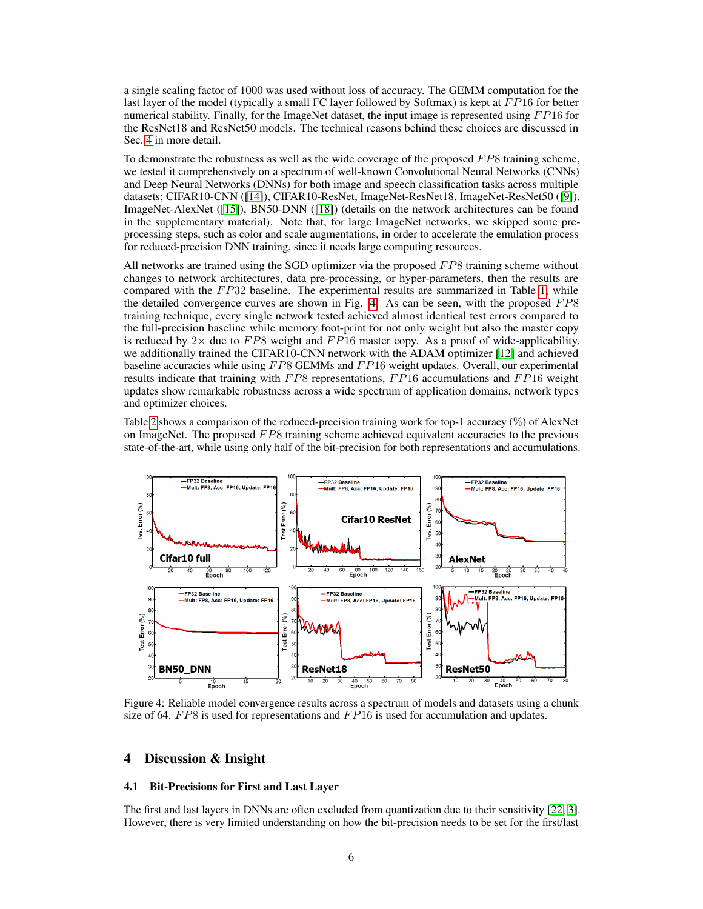a single scaling factor of 1000 was used without loss of accuracy. The GEMM computation for the last layer of the model (typically a small FC layer followed by Softmax) is kept at $FP16$ for better numerical stability. Finally, for the ImageNet dataset, the input image is represented using $FP16$ for the ResNet18 and ResNet50 models. The technical reasons behind these choices are discussed in Sec. 4 in more detail.

To demonstrate the robustness as well as the wide coverage of the proposed $FP8$ training scheme, we tested it comprehensively on a spectrum of well-known Convolutional Neural Networks (CNNs) and Deep Neural Networks (DNNs) for both image and speech classification tasks across multiple datasets; CIFAR10-CNN ([14]), CIFAR10-ResNet, ImageNet-ResNet18, ImageNet-ResNet50 ([9]), ImageNet-AlexNet ([15]), BN50-DNN ([18]) (details on the network architectures can be found in the supplementary material). Note that, for large ImageNet networks, we skipped some pre-processing steps, such as color and scale augmentations, in order to accelerate the emulation process for reduced-precision DNN training, since it needs large computing resources.

All networks are trained using the SGD optimizer via the proposed $FP8$ training scheme without changes to network architectures, data pre-processing, or hyper-parameters, then the results are compared with the $FP32$ baseline. The experimental results are summarized in Table 1, while the detailed convergence curves are shown in Fig. 4. As can be seen, with the proposed $FP8$ training technique, every single network tested achieved almost identical test errors compared to the full-precision baseline while memory foot-print for not only weight but also the master copy is reduced by $2\times$ due to $FP8$ weight and $FP16$ master copy. As a proof of wide-applicability, we additionally trained the CIFAR10-CNN network with the ADAM optimizer [12] and achieved baseline accuracies while using $FP8$ GEMMs and $FP16$ weight updates. Overall, our experimental results indicate that training with $FP8$ representations, $FP16$ accumulations and $FP16$ weight updates show remarkable robustness across a wide spectrum of application domains, network types and optimizer choices.

Table 2 shows a comparison of the reduced-precision training work for top-1 accuracy (%) of AlexNet on ImageNet. The proposed $FP8$ training scheme achieved equivalent accuracies to the previous state-of-the-art, while using only half of the bit-precision for both representations and accumulations.

Figure 4: Reliable model convergence results across a spectrum of models and datasets using a chunk size of 64. $FP8$ is used for representations and $FP16$ is used for accumulation and updates.

## 4 Discussion & Insight

### 4.1 Bit-Precisions for First and Last Layer

The first and last layers in DNNs are often excluded from quantization due to their sensitivity [22, 3]. However, there is very limited understanding on how the bit-precision needs to be set for the first/last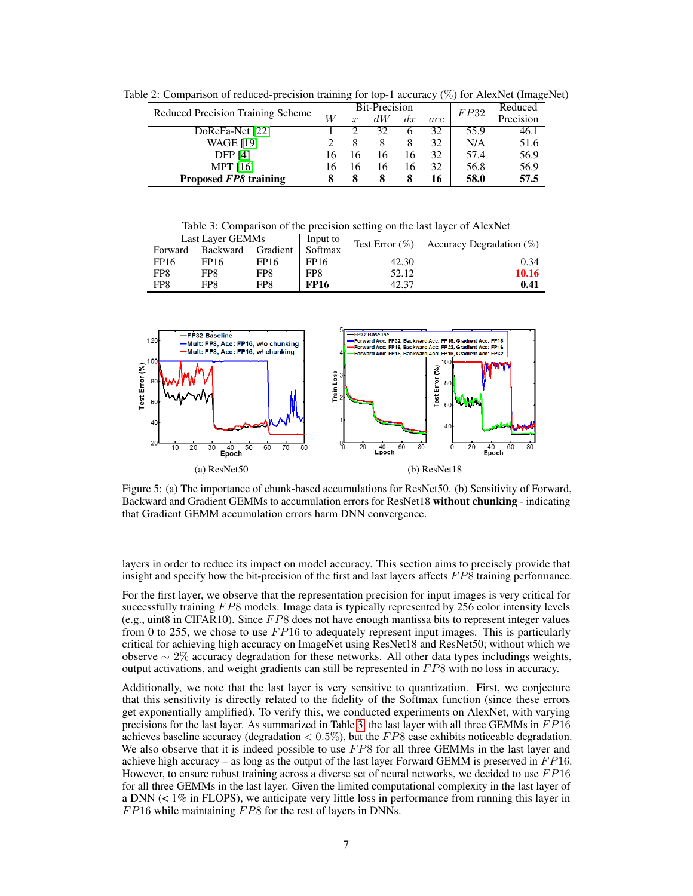Table 2: Comparison of reduced-precision training for top-1 accuracy (%) for AlexNet (ImageNet)

| Reduced Precision Training Scheme | Bit-Precision | | | | | $FP32$ | Reduced Precision |
|---|---|---|---|---|---|---|---|
| | $W$ | $x$ | $dW$ | $dx$ | $acc$ | | |
| DoReFa-Net [22] | 1 | 2 | 32 | 6 | 32 | 55.9 | 46.1 |
| WAGE [19] | 2 | 8 | 8 | 8 | 32 | N/A | 51.6 |
| DFP [4] | 16 | 16 | 16 | 16 | 32 | 57.4 | 56.9 |
| MPT [16] | 16 | 16 | 16 | 16 | 32 | 56.8 | 56.9 |
| **Proposed *FP8* training** | **8** | **8** | **8** | **8** | **16** | **58.0** | **57.5** |

Table 3: Comparison of the precision setting on the last layer of AlexNet

| Last Layer GEMMs | | | Input to Softmax | Test Error (%) | Accuracy Degradation (%) |
|---|---|---|---|---|---|
| Forward | Backward | Gradient | | | |
| FP16 | FP16 | FP16 | FP16 | 42.30 | 0.34 |
| FP8 | FP8 | FP8 | FP8 | 52.12 | 10.16 |
| FP8 | FP8 | FP8 | **FP16** | 42.37 | **0.41** |

(a) ResNet50

(b) ResNet18

Figure 5: (a) The importance of chunk-based accumulations for ResNet50. (b) Sensitivity of Forward, Backward and Gradient GEMMs to accumulation errors for ResNet18 **without chunking** - indicating that Gradient GEMM accumulation errors harm DNN convergence.

layers in order to reduce its impact on model accuracy. This section aims to precisely provide that insight and specify how the bit-precision of the first and last layers affects $FP8$ training performance.

For the first layer, we observe that the representation precision for input images is very critical for successfully training $FP8$ models. Image data is typically represented by 256 color intensity levels (e.g., uint8 in CIFAR10). Since $FP8$ does not have enough mantissa bits to represent integer values from 0 to 255, we chose to use $FP16$ to adequately represent input images. This is particularly critical for achieving high accuracy on ImageNet using ResNet18 and ResNet50; without which we observe $\sim 2\%$ accuracy degradation for these networks. All other data types includings weights, output activations, and weight gradients can still be represented in $FP8$ with no loss in accuracy.

Additionally, we note that the last layer is very sensitive to quantization. First, we conjecture that this sensitivity is directly related to the fidelity of the Softmax function (since these errors get exponentially amplified). To verify this, we conducted experiments on AlexNet, with varying precisions for the last layer. As summarized in Table 3, the last layer with all three GEMMs in $FP16$ achieves baseline accuracy (degradation $< 0.5\%$), but the $FP8$ case exhibits noticeable degradation. We also observe that it is indeed possible to use $FP8$ for all three GEMMs in the last layer and achieve high accuracy – as long as the output of the last layer Forward GEMM is preserved in $FP16$. However, to ensure robust training across a diverse set of neural networks, we decided to use $FP16$ for all three GEMMs in the last layer. Given the limited computational complexity in the last layer of a DNN (< 1% in FLOPS), we anticipate very little loss in performance from running this layer in $FP16$ while maintaining $FP8$ for the rest of layers in DNNs.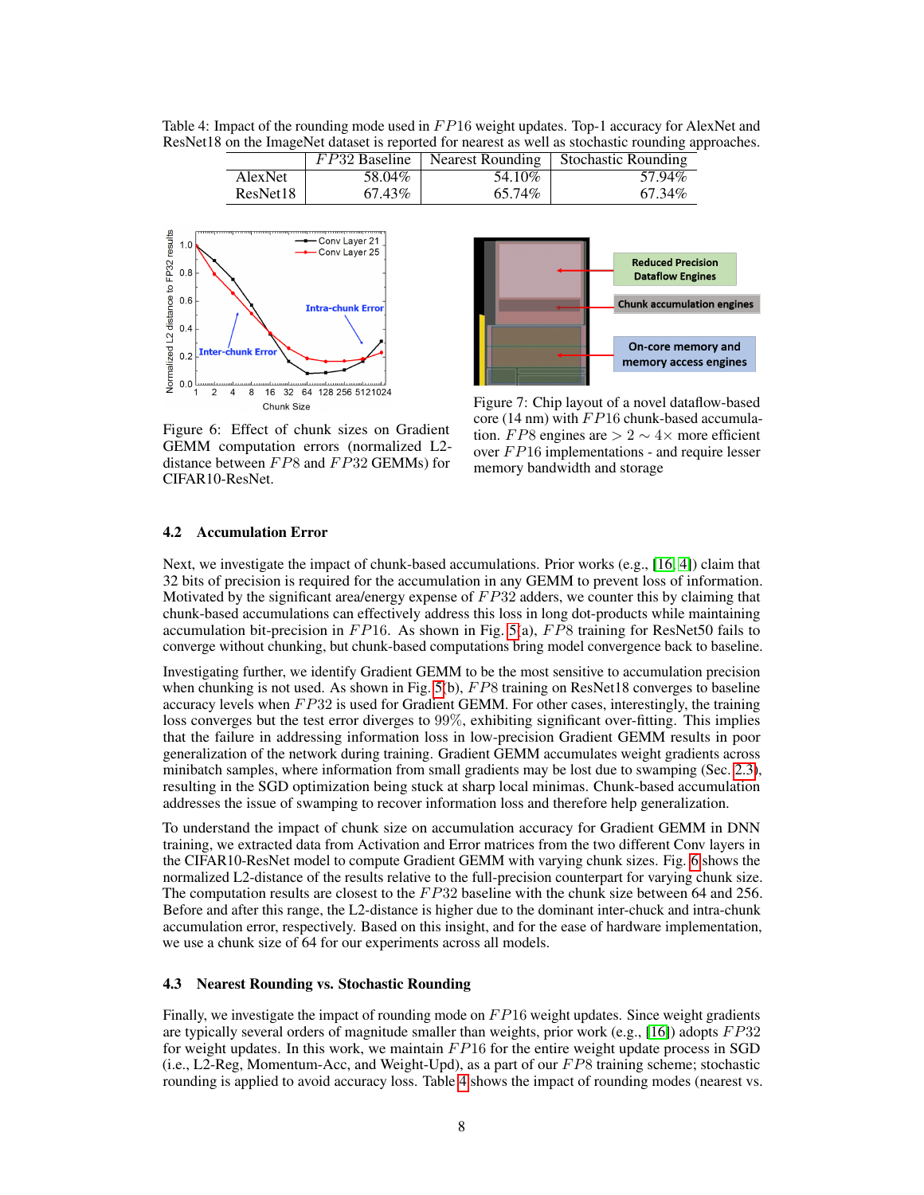Table 4: Impact of the rounding mode used in $FP16$ weight updates. Top-1 accuracy for AlexNet and ResNet18 on the ImageNet dataset is reported for nearest as well as stochastic rounding approaches.

| | $FP32$ Baseline | Nearest Rounding | Stochastic Rounding |
|---|---|---|---|
| AlexNet | 58.04% | 54.10% | 57.94% |
| ResNet18 | 67.43% | 65.74% | 67.34% |

Figure 6: Effect of chunk sizes on Gradient GEMM computation errors (normalized L2-distance between $FP8$ and $FP32$ GEMMs) for CIFAR10-ResNet.

Figure 7: Chip layout of a novel dataflow-based core (14 nm) with $FP16$ chunk-based accumulation. $FP8$ engines are $> 2 \sim 4\times$ more efficient over $FP16$ implementations - and require lesser memory bandwidth and storage

### 4.2 Accumulation Error

Next, we investigate the impact of chunk-based accumulations. Prior works (e.g., [16, 4]) claim that 32 bits of precision is required for the accumulation in any GEMM to prevent loss of information. Motivated by the significant area/energy expense of $FP32$ adders, we counter this by claiming that chunk-based accumulations can effectively address this loss in long dot-products while maintaining accumulation bit-precision in $FP16$. As shown in Fig. 5(a), $FP8$ training for ResNet50 fails to converge without chunking, but chunk-based computations bring model convergence back to baseline.

Investigating further, we identify Gradient GEMM to be the most sensitive to accumulation precision when chunking is not used. As shown in Fig. 5(b), $FP8$ training on ResNet18 converges to baseline accuracy levels when $FP32$ is used for Gradient GEMM. For other cases, interestingly, the training loss converges but the test error diverges to 99%, exhibiting significant over-fitting. This implies that the failure in addressing information loss in low-precision Gradient GEMM results in poor generalization of the network during training. Gradient GEMM accumulates weight gradients across minibatch samples, where information from small gradients may be lost due to swamping (Sec. 2.3), resulting in the SGD optimization being stuck at sharp local minimas. Chunk-based accumulation addresses the issue of swamping to recover information loss and therefore help generalization.

To understand the impact of chunk size on accumulation accuracy for Gradient GEMM in DNN training, we extracted data from Activation and Error matrices from the two different Conv layers in the CIFAR10-ResNet model to compute Gradient GEMM with varying chunk sizes. Fig. 6 shows the normalized L2-distance of the results relative to the full-precision counterpart for varying chunk size. The computation results are closest to the $FP32$ baseline with the chunk size between 64 and 256. Before and after this range, the L2-distance is higher due to the dominant inter-chuck and intra-chunk accumulation error, respectively. Based on this insight, and for the ease of hardware implementation, we use a chunk size of 64 for our experiments across all models.

### 4.3 Nearest Rounding vs. Stochastic Rounding

Finally, we investigate the impact of rounding mode on $FP16$ weight updates. Since weight gradients are typically several orders of magnitude smaller than weights, prior work (e.g., [16]) adopts $FP32$ for weight updates. In this work, we maintain $FP16$ for the entire weight update process in SGD (i.e., L2-Reg, Momentum-Acc, and Weight-Upd), as a part of our $FP8$ training scheme; stochastic rounding is applied to avoid accuracy loss. Table 4 shows the impact of rounding modes (nearest vs.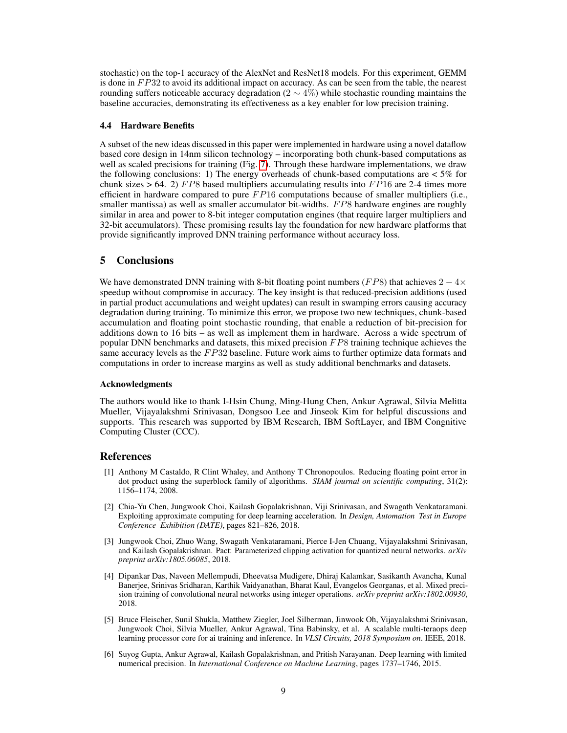stochastic) on the top-1 accuracy of the AlexNet and ResNet18 models. For this experiment, GEMM is done in $FP32$ to avoid its additional impact on accuracy. As can be seen from the table, the nearest rounding suffers noticeable accuracy degradation ($2 \sim 4\%$) while stochastic rounding maintains the baseline accuracies, demonstrating its effectiveness as a key enabler for low precision training.

### 4.4 Hardware Benefits

A subset of the new ideas discussed in this paper were implemented in hardware using a novel dataflow based core design in 14nm silicon technology – incorporating both chunk-based computations as well as scaled precisions for training (Fig. 7). Through these hardware implementations, we draw the following conclusions: 1) The energy overheads of chunk-based computations are < 5% for chunk sizes > 64. 2) $FP8$ based multipliers accumulating results into $FP16$ are 2-4 times more efficient in hardware compared to pure $FP16$ computations because of smaller multipliers (i.e., smaller mantissa) as well as smaller accumulator bit-widths. $FP8$ hardware engines are roughly similar in area and power to 8-bit integer computation engines (that require larger multipliers and 32-bit accumulators). These promising results lay the foundation for new hardware platforms that provide significantly improved DNN training performance without accuracy loss.

## 5 Conclusions

We have demonstrated DNN training with 8-bit floating point numbers ($FP8$) that achieves $2 - 4\times$ speedup without compromise in accuracy. The key insight is that reduced-precision additions (used in partial product accumulations and weight updates) can result in swamping errors causing accuracy degradation during training. To minimize this error, we propose two new techniques, chunk-based accumulation and floating point stochastic rounding, that enable a reduction of bit-precision for additions down to 16 bits – as well as implement them in hardware. Across a wide spectrum of popular DNN benchmarks and datasets, this mixed precision $FP8$ training technique achieves the same accuracy levels as the $FP32$ baseline. Future work aims to further optimize data formats and computations in order to increase margins as well as study additional benchmarks and datasets.

#### Acknowledgments

The authors would like to thank I-Hsin Chung, Ming-Hung Chen, Ankur Agrawal, Silvia Melitta Mueller, Vijayalakshmi Srinivasan, Dongsoo Lee and Jinseok Kim for helpful discussions and supports. This research was supported by IBM Research, IBM SoftLayer, and IBM Congnitive Computing Cluster (CCC).

## References

[1] Anthony M Castaldo, R Clint Whaley, and Anthony T Chronopoulos. Reducing floating point error in dot product using the superblock family of algorithms. *SIAM journal on scientific computing*, 31(2): 1156–1174, 2008.

[2] Chia-Yu Chen, Jungwook Choi, Kailash Gopalakrishnan, Viji Srinivasan, and Swagath Venkataramani. Exploiting approximate computing for deep learning acceleration. In *Design, Automation Test in Europe Conference Exhibition (DATE)*, pages 821–826, 2018.

[3] Jungwook Choi, Zhuo Wang, Swagath Venkataramani, Pierce I-Jen Chuang, Vijayalakshmi Srinivasan, and Kailash Gopalakrishnan. Pact: Parameterized clipping activation for quantized neural networks. *arXiv preprint arXiv:1805.06085*, 2018.

[4] Dipankar Das, Naveen Mellempudi, Dheevatsa Mudigere, Dhiraj Kalamkar, Sasikanth Avancha, Kunal Banerjee, Srinivas Sridharan, Karthik Vaidyanathan, Bharat Kaul, Evangelos Georganas, et al. Mixed precision training of convolutional neural networks using integer operations. *arXiv preprint arXiv:1802.00930*, 2018.

[5] Bruce Fleischer, Sunil Shukla, Matthew Ziegler, Joel Silberman, Jinwook Oh, Vijayalakshmi Srinivasan, Jungwook Choi, Silvia Mueller, Ankur Agrawal, Tina Babinsky, et al. A scalable multi-teraops deep learning processor core for ai training and inference. In *VLSI Circuits, 2018 Symposium on*. IEEE, 2018.

[6] Suyog Gupta, Ankur Agrawal, Kailash Gopalakrishnan, and Pritish Narayanan. Deep learning with limited numerical precision. In *International Conference on Machine Learning*, pages 1737–1746, 2015.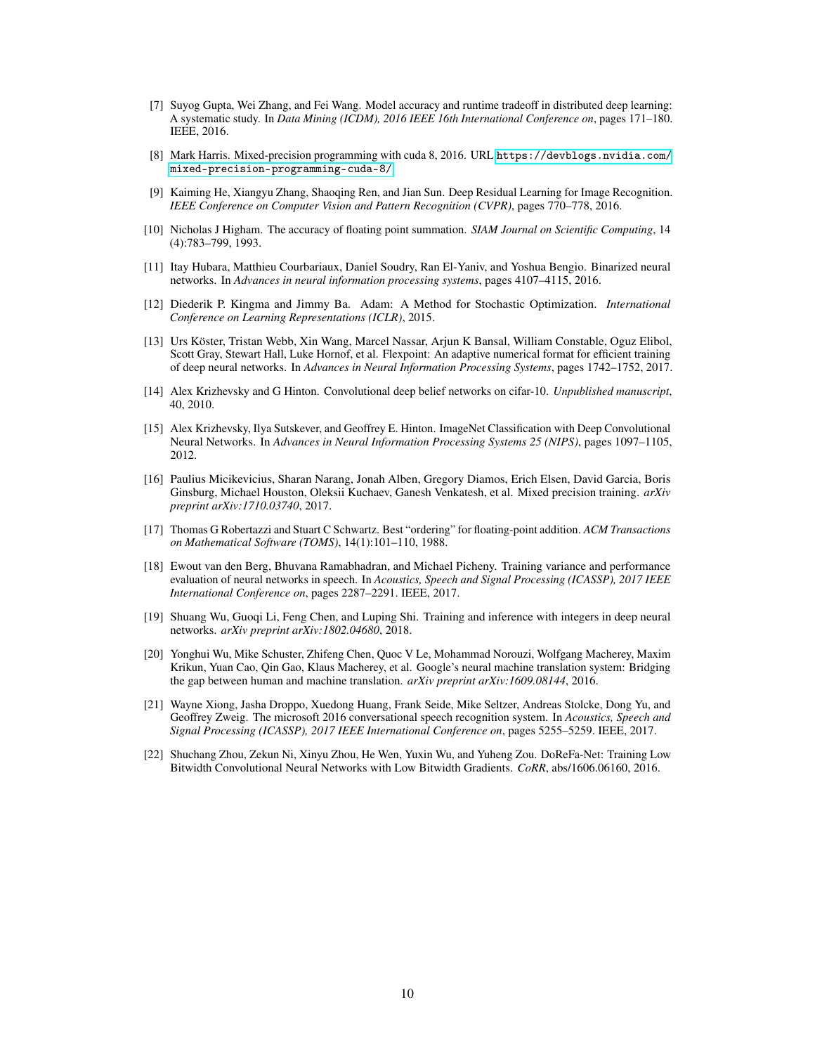[7] Suyog Gupta, Wei Zhang, and Fei Wang. Model accuracy and runtime tradeoff in distributed deep learning: A systematic study. In *Data Mining (ICDM), 2016 IEEE 16th International Conference on*, pages 171–180. IEEE, 2016.

[8] Mark Harris. Mixed-precision programming with cuda 8, 2016. URL `https://devblogs.nvidia.com/mixed-precision-programming-cuda-8/`.

[9] Kaiming He, Xiangyu Zhang, Shaoqing Ren, and Jian Sun. Deep Residual Learning for Image Recognition. *IEEE Conference on Computer Vision and Pattern Recognition (CVPR)*, pages 770–778, 2016.

[10] Nicholas J Higham. The accuracy of floating point summation. *SIAM Journal on Scientific Computing*, 14 (4):783–799, 1993.

[11] Itay Hubara, Matthieu Courbariaux, Daniel Soudry, Ran El-Yaniv, and Yoshua Bengio. Binarized neural networks. In *Advances in neural information processing systems*, pages 4107–4115, 2016.

[12] Diederik P. Kingma and Jimmy Ba. Adam: A Method for Stochastic Optimization. *International Conference on Learning Representations (ICLR)*, 2015.

[13] Urs Köster, Tristan Webb, Xin Wang, Marcel Nassar, Arjun K Bansal, William Constable, Oguz Elibol, Scott Gray, Stewart Hall, Luke Hornof, et al. Flexpoint: An adaptive numerical format for efficient training of deep neural networks. In *Advances in Neural Information Processing Systems*, pages 1742–1752, 2017.

[14] Alex Krizhevsky and G Hinton. Convolutional deep belief networks on cifar-10. *Unpublished manuscript*, 40, 2010.

[15] Alex Krizhevsky, Ilya Sutskever, and Geoffrey E. Hinton. ImageNet Classification with Deep Convolutional Neural Networks. In *Advances in Neural Information Processing Systems 25 (NIPS)*, pages 1097–1105, 2012.

[16] Paulius Micikevicius, Sharan Narang, Jonah Alben, Gregory Diamos, Erich Elsen, David Garcia, Boris Ginsburg, Michael Houston, Oleksii Kuchaev, Ganesh Venkatesh, et al. Mixed precision training. *arXiv preprint arXiv:1710.03740*, 2017.

[17] Thomas G Robertazzi and Stuart C Schwartz. Best "ordering" for floating-point addition. *ACM Transactions on Mathematical Software (TOMS)*, 14(1):101–110, 1988.

[18] Ewout van den Berg, Bhuvana Ramabhadran, and Michael Picheny. Training variance and performance evaluation of neural networks in speech. In *Acoustics, Speech and Signal Processing (ICASSP), 2017 IEEE International Conference on*, pages 2287–2291. IEEE, 2017.

[19] Shuang Wu, Guoqi Li, Feng Chen, and Luping Shi. Training and inference with integers in deep neural networks. *arXiv preprint arXiv:1802.04680*, 2018.

[20] Yonghui Wu, Mike Schuster, Zhifeng Chen, Quoc V Le, Mohammad Norouzi, Wolfgang Macherey, Maxim Krikun, Yuan Cao, Qin Gao, Klaus Macherey, et al. Google's neural machine translation system: Bridging the gap between human and machine translation. *arXiv preprint arXiv:1609.08144*, 2016.

[21] Wayne Xiong, Jasha Droppo, Xuedong Huang, Frank Seide, Mike Seltzer, Andreas Stolcke, Dong Yu, and Geoffrey Zweig. The microsoft 2016 conversational speech recognition system. In *Acoustics, Speech and Signal Processing (ICASSP), 2017 IEEE International Conference on*, pages 5255–5259. IEEE, 2017.

[22] Shuchang Zhou, Zekun Ni, Xinyu Zhou, He Wen, Yuxin Wu, and Yuheng Zou. DoReFa-Net: Training Low Bitwidth Convolutional Neural Networks with Low Bitwidth Gradients. *CoRR*, abs/1606.06160, 2016.